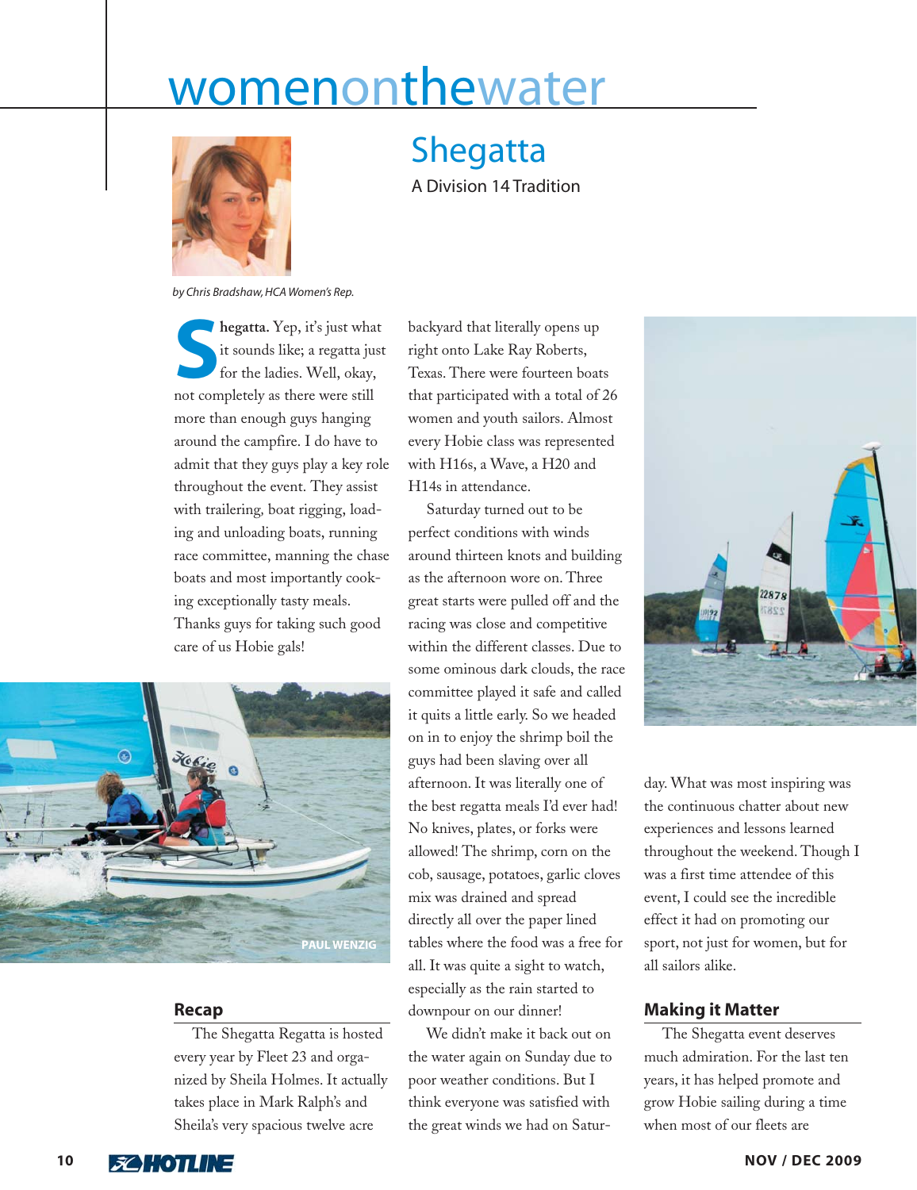# womenonthewater

## Shegatta

A Division 14 Tradition

*by Chris Bradshaw, HCA Women's Rep.*

**Shegatta.** Yep, it's just what it sounds like; a regatta just for the ladies. Well, okay, not completely as there were still more than enough guys hanging around the campfire. I do have to admit that they guys play a key role throughout the event. They assist with trailering, boat rigging, loading and unloading boats, running race committee, manning the chase boats and most importantly cooking exceptionally tasty meals. Thanks guys for taking such good care of us Hobie gals!

PAUL WENZIG

### Recap

The Shegatta Regatta is hosted every year by Fleet 23 and organized by Sheila Holmes. It actually takes place in Mark Ralph's and Sheila's very spacious twelve acre backyard that literally opens up right onto Lake Ray Roberts, Texas. There were fourteen boats that participated with a total of 26 women and youth sailors. Almost every Hobie class was represented with H16s, a Wave, a H20 and H14s in attendance.

Saturday turned out to be perfect conditions with winds around thirteen knots and building as the afternoon wore on. Three great starts were pulled off and the racing was close and competitive within the different classes. Due to some ominous dark clouds, the race committee played it safe and called it quits a little early. So we headed on in to enjoy the shrimp boil the guys had been slaving over all afternoon. It was literally one of the best regatta meals I'd ever had! No knives, plates, or forks were allowed! The shrimp, corn on the cob, sausage, potatoes, garlic cloves mix was drained and spread directly all over the paper lined tables where the food was a free for all. It was quite a sight to watch, especially as the rain started to downpour on our dinner!

We didn't make it back out on the water again on Sunday due to poor weather conditions. But I think everyone was satisfied with the great winds we had on Saturday. What was most inspiring was the continuous chatter about new experiences and lessons learned throughout the weekend. Though I was a first time attendee of this event, I could see the incredible effect it had on promoting our sport, not just for women, but for all sailors alike.

### Making it Matter

The Shegatta event deserves much admiration. For the last ten years, it has helped promote and grow Hobie sailing during a time when most of our fleets are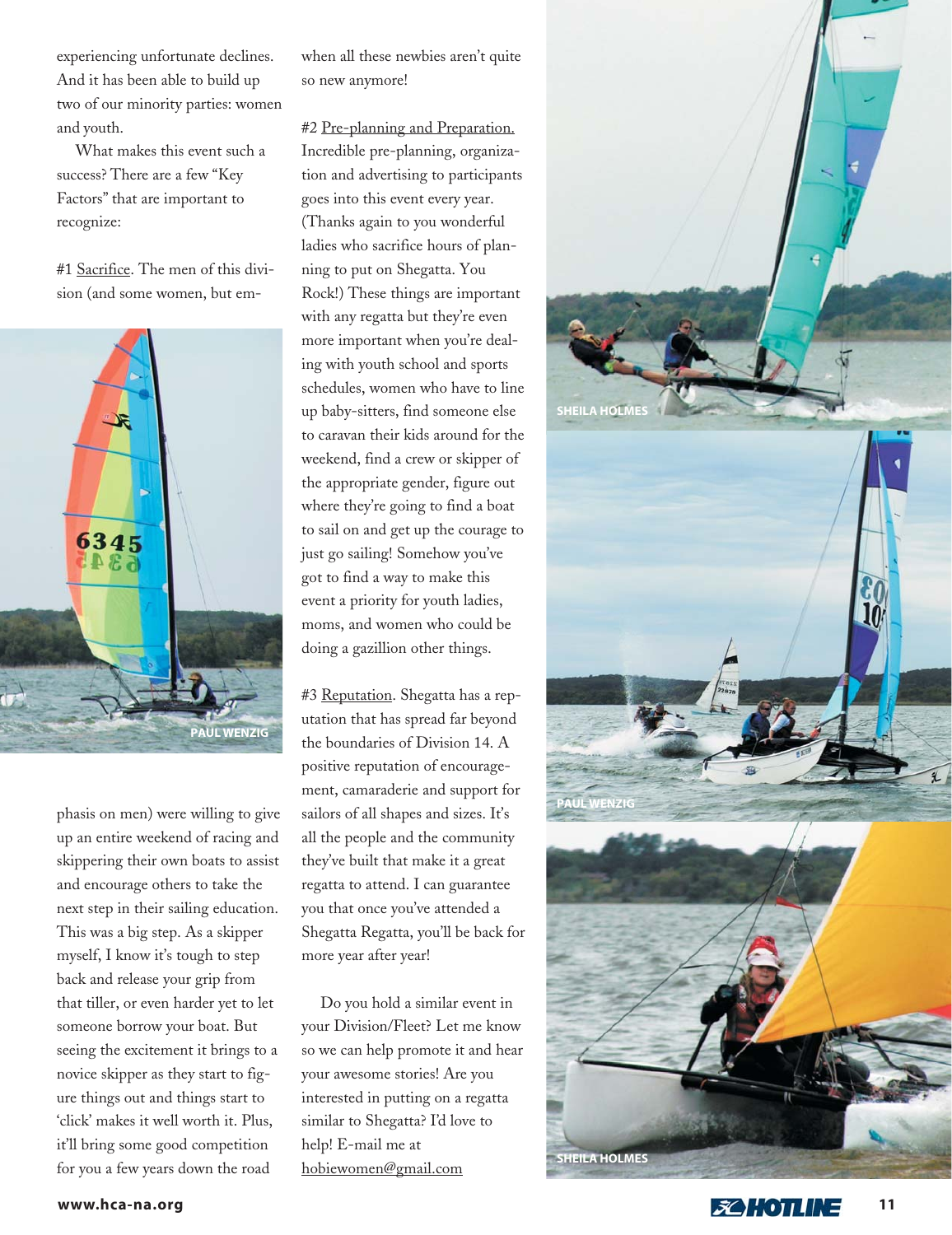experiencing unfortunate declines. And it has been able to build up two of our minority parties: women and youth.

What makes this event such a success? There are a few "Key Factors" that are important to recognize:

#1 Sacrifice. The men of this division (and some women, but emphasis on men) were willing to give up an entire weekend of racing and skippering their own boats to assist and encourage others to take the next step in their sailing education. This was a big step. As a skipper myself, I know it's tough to step back and release your grip from that tiller, or even harder yet to let someone borrow your boat. But seeing the excitement it brings to a novice skipper as they start to figure things out and things start to 'click' makes it well worth it. Plus, it'll bring some good competition for you a few years down the road when all these newbies aren't quite so new anymore!

#2 Pre-planning and Preparation. Incredible pre-planning, organization and advertising to participants goes into this event every year. (Thanks again to you wonderful ladies who sacrifice hours of planning to put on Shegatta. You Rock!) These things are important with any regatta but they're even more important when you're dealing with youth school and sports schedules, women who have to line up baby-sitters, find someone else to caravan their kids around for the weekend, find a crew or skipper of the appropriate gender, figure out where they're going to find a boat to sail on and get up the courage to just go sailing! Somehow you've got to find a way to make this event a priority for youth ladies, moms, and women who could be doing a gazillion other things.

#3 Reputation. Shegatta has a reputation that has spread far beyond the boundaries of Division 14. A positive reputation of encouragement, camaraderie and support for sailors of all shapes and sizes. It's all the people and the community they've built that make it a great regatta to attend. I can guarantee you that once you've attended a Shegatta Regatta, you'll be back for more year after year!

Do you hold a similar event in your Division/Fleet? Let me know so we can help promote it and hear your awesome stories! Are you interested in putting on a regatta similar to Shegatta? I'd love to help! E-mail me at hobiewomen@gmail.com

PAUL WENZIG

SHEILA HOLMES

PAUL WENZIG

SHEILA HOLMES